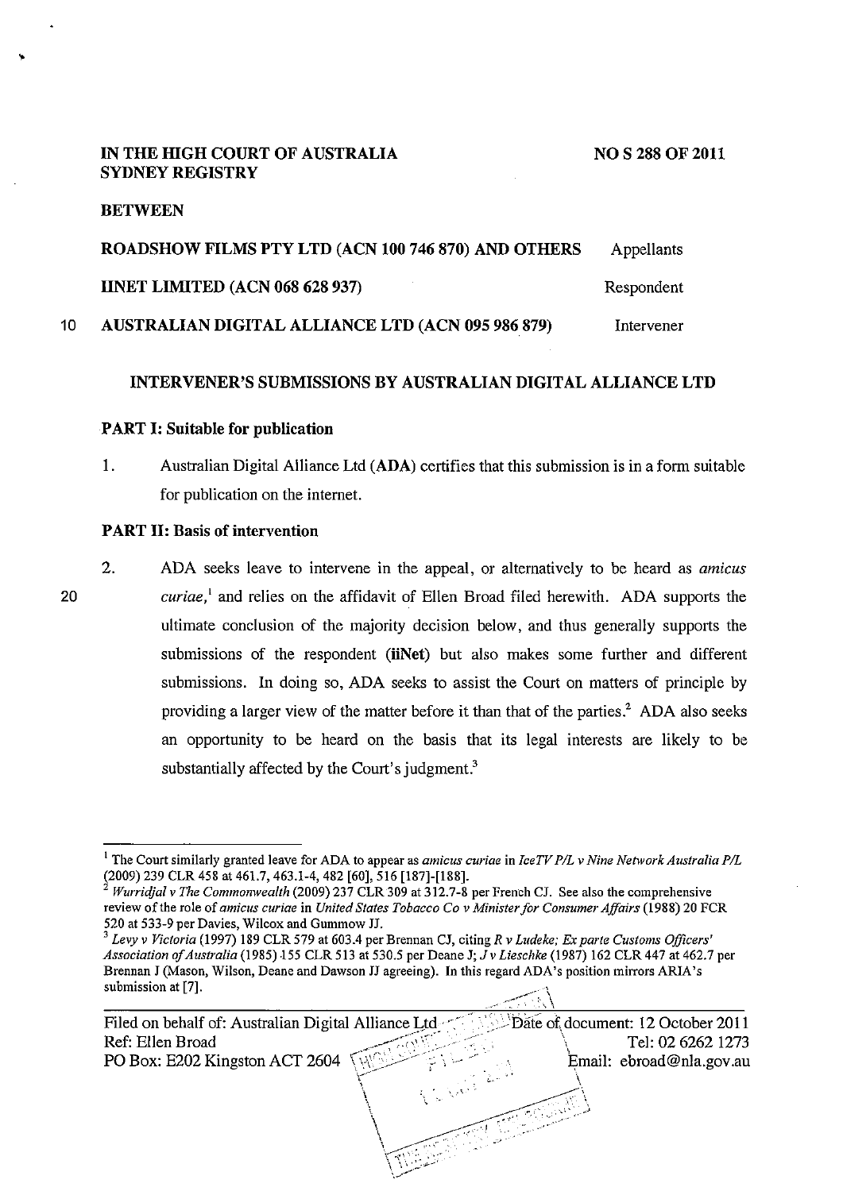**IN THE HIGH COURT OF AUSTRALIA**
**SYDNEY REGISTRY**

**NO S 288 OF 2011**

**BETWEEN**

| | |
|---|---|
| **ROADSHOW FILMS PTY LTD (ACN 100 746 870) AND OTHERS** | Appellants |
| **IINET LIMITED (ACN 068 628 937)** | Respondent |
| **AUSTRALIAN DIGITAL ALLIANCE LTD (ACN 095 986 879)** | Intervener |

## INTERVENER'S SUBMISSIONS BY AUSTRALIAN DIGITAL ALLIANCE LTD

### PART I: Suitable for publication

1. Australian Digital Alliance Ltd (**ADA**) certifies that this submission is in a form suitable for publication on the internet.

### PART II: Basis of intervention

2. ADA seeks leave to intervene in the appeal, or alternatively to be heard as *amicus curiae*,[1] and relies on the affidavit of Ellen Broad filed herewith. ADA supports the ultimate conclusion of the majority decision below, and thus generally supports the submissions of the respondent (**iiNet**) but also makes some further and different submissions. In doing so, ADA seeks to assist the Court on matters of principle by providing a larger view of the matter before it than that of the parties.[2] ADA also seeks an opportunity to be heard on the basis that its legal interests are likely to be substantially affected by the Court's judgment.[3]

---

[1] The Court similarly granted leave for ADA to appear as *amicus curiae* in *IceTV P/L v Nine Network Australia P/L* (2009) 239 CLR 458 at 461.7, 463.1-4, 482 [60], 516 [187]-[188].

[2] *Wurridjal v The Commonwealth* (2009) 237 CLR 309 at 312.7-8 per French CJ. See also the comprehensive review of the role of *amicus curiae* in *United States Tobacco Co v Minister for Consumer Affairs* (1988) 20 FCR 520 at 533-9 per Davies, Wilcox and Gummow JJ.

[3] *Levy v Victoria* (1997) 189 CLR 579 at 603.4 per Brennan CJ, citing *R v Ludeke; Ex parte Customs Officers' Association of Australia* (1985) 155 CLR 513 at 530.5 per Deane J; *J v Lieschke* (1987) 162 CLR 447 at 462.7 per Brennan J (Mason, Wilson, Deane and Dawson JJ agreeing). In this regard ADA's position mirrors ARIA's submission at [7].

Filed on behalf of: Australian Digital Alliance Ltd
Ref: Ellen Broad
PO Box: E202 Kingston ACT 2604

Date of document: 12 October 2011
Tel: 02 6262 1273
Email: ebroad@nla.gov.au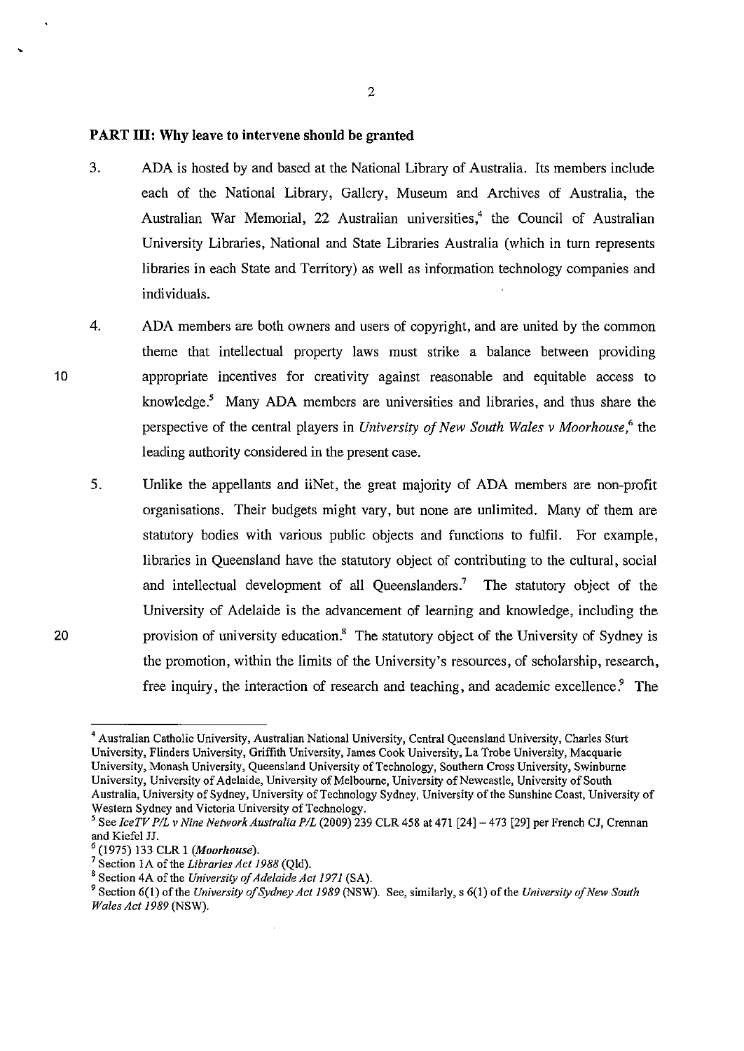**PART III: Why leave to intervene should be granted**

3. ADA is hosted by and based at the National Library of Australia. Its members include each of the National Library, Gallery, Museum and Archives of Australia, the Australian War Memorial, 22 Australian universities,[4] the Council of Australian University Libraries, National and State Libraries Australia (which in turn represents libraries in each State and Territory) as well as information technology companies and individuals.

4. ADA members are both owners and users of copyright, and are united by the common theme that intellectual property laws must strike a balance between providing appropriate incentives for creativity against reasonable and equitable access to knowledge.[5] Many ADA members are universities and libraries, and thus share the perspective of the central players in *University of New South Wales v Moorhouse*,[6] the leading authority considered in the present case.

5. Unlike the appellants and iiNet, the great majority of ADA members are non-profit organisations. Their budgets might vary, but none are unlimited. Many of them are statutory bodies with various public objects and functions to fulfil. For example, libraries in Queensland have the statutory object of contributing to the cultural, social and intellectual development of all Queenslanders.[7] The statutory object of the University of Adelaide is the advancement of learning and knowledge, including the provision of university education.[8] The statutory object of the University of Sydney is the promotion, within the limits of the University's resources, of scholarship, research, free inquiry, the interaction of research and teaching, and academic excellence.[9] The

---

[4] Australian Catholic University, Australian National University, Central Queensland University, Charles Sturt University, Flinders University, Griffith University, James Cook University, La Trobe University, Macquarie University, Monash University, Queensland University of Technology, Southern Cross University, Swinburne University, University of Adelaide, University of Melbourne, University of Newcastle, University of South Australia, University of Sydney, University of Technology Sydney, University of the Sunshine Coast, University of Western Sydney and Victoria University of Technology.

[5] See *IceTV P/L v Nine Network Australia P/L* (2009) 239 CLR 458 at 471 [24] – 473 [29] per French CJ, Crennan and Kiefel JJ.

[6] (1975) 133 CLR 1 (*Moorhouse*).

[7] Section 1A of the *Libraries Act 1988* (Qld).

[8] Section 4A of the *University of Adelaide Act 1971* (SA).

[9] Section 6(1) of the *University of Sydney Act 1989* (NSW). See, similarly, s 6(1) of the *University of New South Wales Act 1989* (NSW).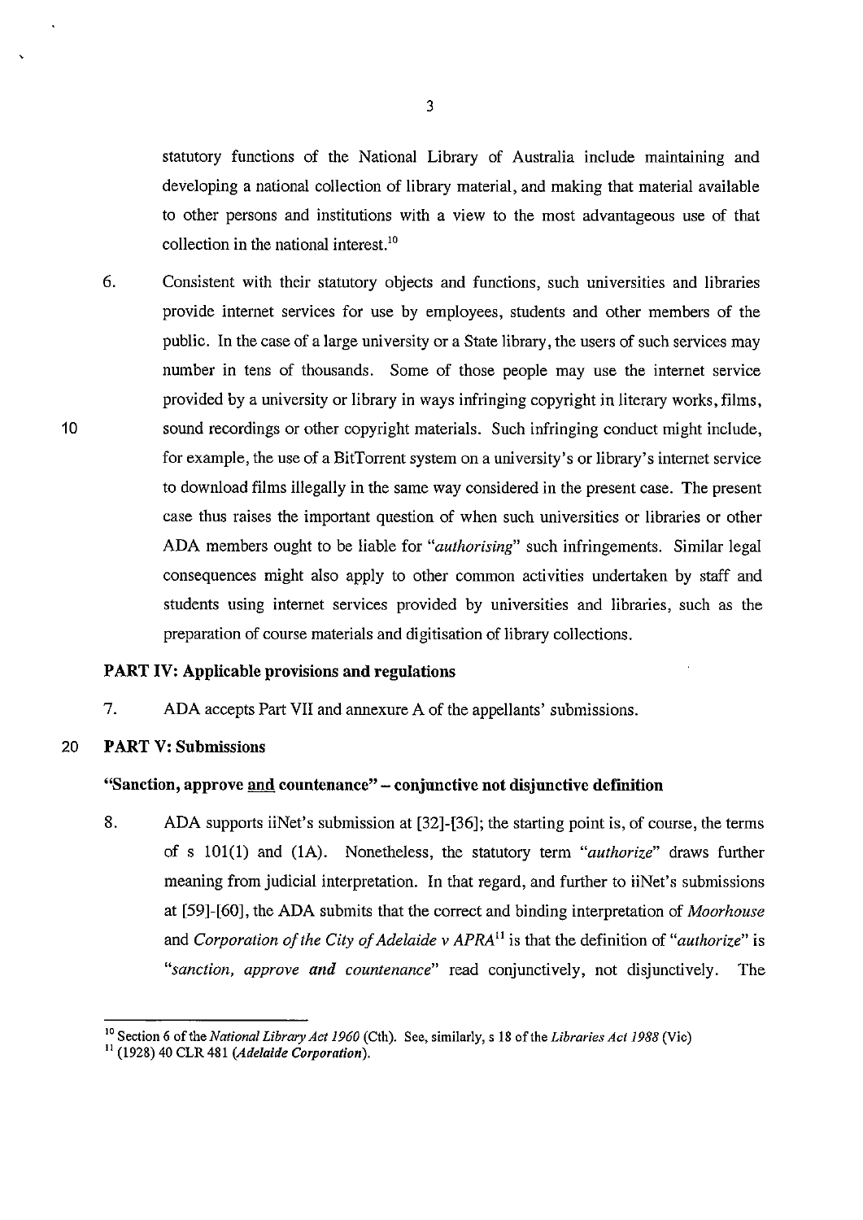statutory functions of the National Library of Australia include maintaining and developing a national collection of library material, and making that material available to other persons and institutions with a view to the most advantageous use of that collection in the national interest.[10]

6. Consistent with their statutory objects and functions, such universities and libraries provide internet services for use by employees, students and other members of the public. In the case of a large university or a State library, the users of such services may number in tens of thousands. Some of those people may use the internet service provided by a university or library in ways infringing copyright in literary works, films, sound recordings or other copyright materials. Such infringing conduct might include, for example, the use of a BitTorrent system on a university's or library's internet service to download films illegally in the same way considered in the present case. The present case thus raises the important question of when such universities or libraries or other ADA members ought to be liable for *"authorising"* such infringements. Similar legal consequences might also apply to other common activities undertaken by staff and students using internet services provided by universities and libraries, such as the preparation of course materials and digitisation of library collections.

## PART IV: Applicable provisions and regulations

7. ADA accepts Part VII and annexure A of the appellants' submissions.

## PART V: Submissions

### "Sanction, approve <u>and</u> countenance" – conjunctive not disjunctive definition

8. ADA supports iiNet's submission at [32]-[36]; the starting point is, of course, the terms of s 101(1) and (1A). Nonetheless, the statutory term *"authorize"* draws further meaning from judicial interpretation. In that regard, and further to iiNet's submissions at [59]-[60], the ADA submits that the correct and binding interpretation of *Moorhouse* and *Corporation of the City of Adelaide v APRA*[11] is that the definition of *"authorize"* is *"sanction, approve **and** countenance"* read conjunctively, not disjunctively. The

---

[10] Section 6 of the *National Library Act 1960* (Cth). See, similarly, s 18 of the *Libraries Act 1988* (Vic)

[11] (1928) 40 CLR 481 (*Adelaide Corporation*).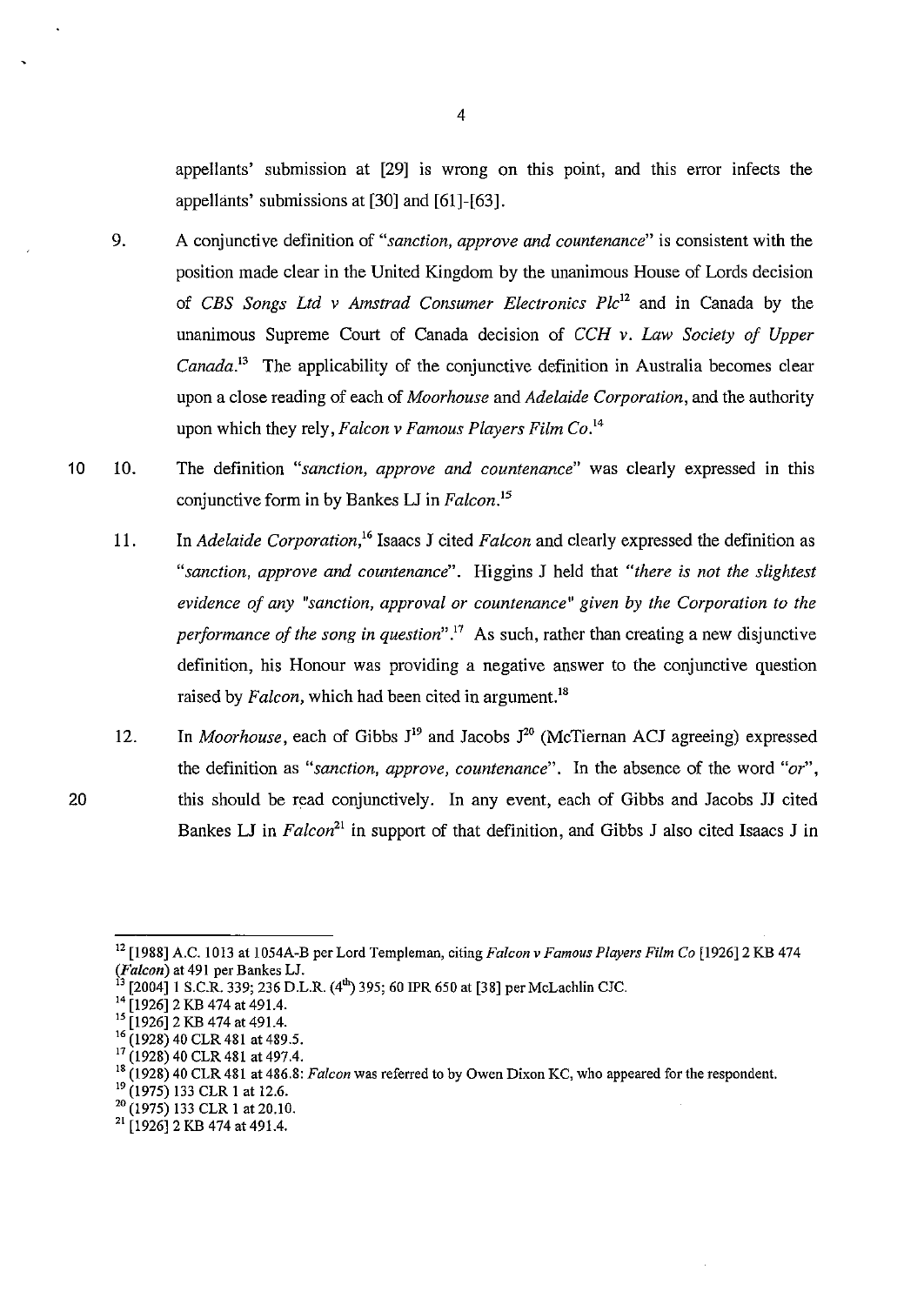appellants' submission at [29] is wrong on this point, and this error infects the appellants' submissions at [30] and [61]-[63].

9. A conjunctive definition of "*sanction, approve and countenance*" is consistent with the position made clear in the United Kingdom by the unanimous House of Lords decision of *CBS Songs Ltd v Amstrad Consumer Electronics Plc*[12] and in Canada by the unanimous Supreme Court of Canada decision of *CCH v. Law Society of Upper Canada*.[13] The applicability of the conjunctive definition in Australia becomes clear upon a close reading of each of *Moorhouse* and *Adelaide Corporation*, and the authority upon which they rely, *Falcon v Famous Players Film Co*.[14]

10. The definition "*sanction, approve and countenance*" was clearly expressed in this conjunctive form in by Bankes LJ in *Falcon*.[15]

11. In *Adelaide Corporation*,[16] Isaacs J cited *Falcon* and clearly expressed the definition as "*sanction, approve and countenance*". Higgins J held that "*there is not the slightest evidence of any "sanction, approval or countenance" given by the Corporation to the performance of the song in question*".[17] As such, rather than creating a new disjunctive definition, his Honour was providing a negative answer to the conjunctive question raised by *Falcon*, which had been cited in argument.[18]

12. In *Moorhouse*, each of Gibbs J[19] and Jacobs J[20] (McTiernan ACJ agreeing) expressed the definition as "*sanction, approve, countenance*". In the absence of the word "*or*", this should be read conjunctively. In any event, each of Gibbs and Jacobs JJ cited Bankes LJ in *Falcon*[21] in support of that definition, and Gibbs J also cited Isaacs J in

---

[12] [1988] A.C. 1013 at 1054A-B per Lord Templeman, citing *Falcon v Famous Players Film Co* [1926] 2 KB 474 (***Falcon***) at 491 per Bankes LJ.

[13] [2004] 1 S.C.R. 339; 236 D.L.R. (4th) 395; 60 IPR 650 at [38] per McLachlin CJC.

[14] [1926] 2 KB 474 at 491.4.

[15] [1926] 2 KB 474 at 491.4.

[16] (1928) 40 CLR 481 at 489.5.

[17] (1928) 40 CLR 481 at 497.4.

[18] (1928) 40 CLR 481 at 486.8: *Falcon* was referred to by Owen Dixon KC, who appeared for the respondent.

[19] (1975) 133 CLR 1 at 12.6.

[20] (1975) 133 CLR 1 at 20.10.

[21] [1926] 2 KB 474 at 491.4.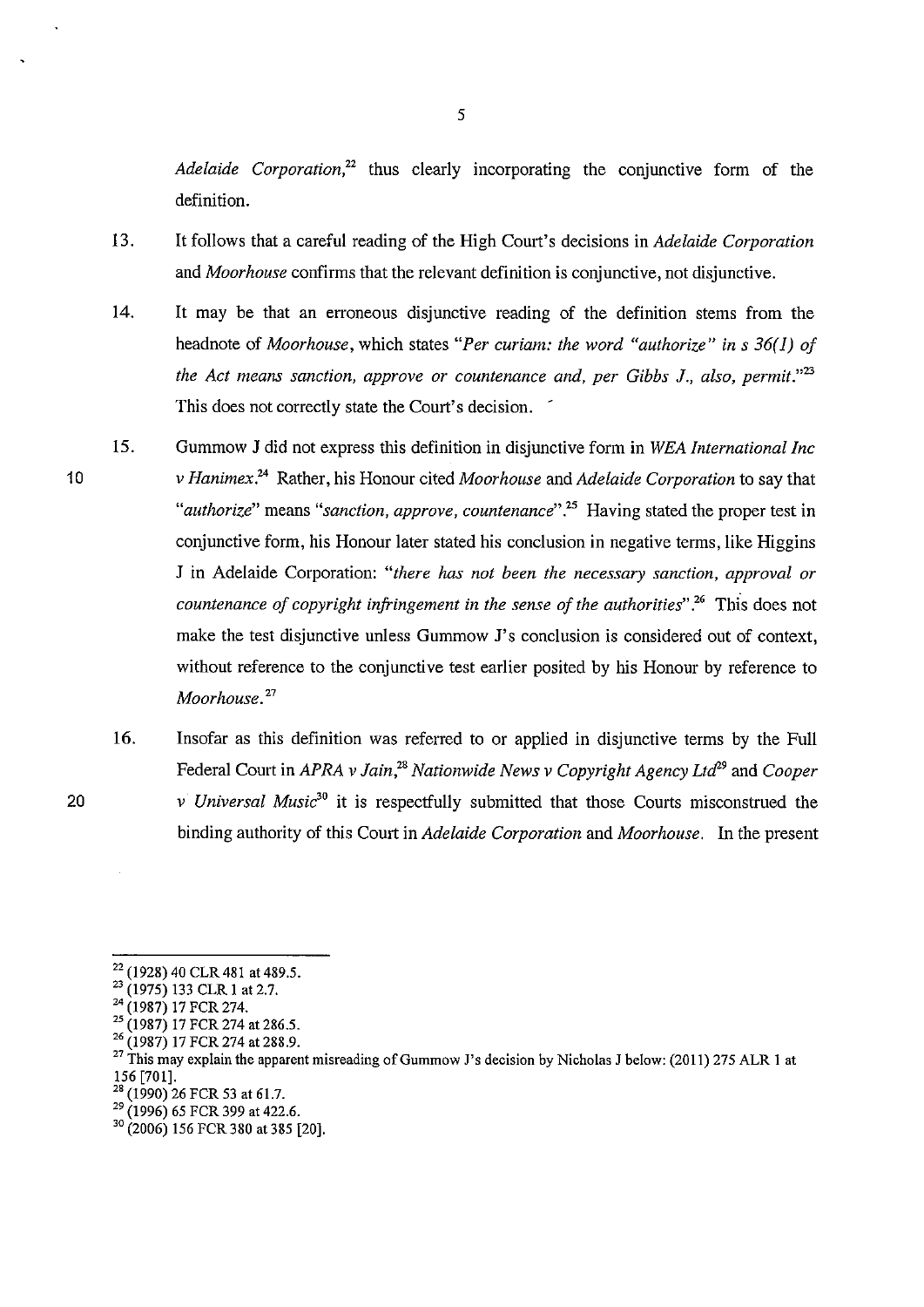*Adelaide Corporation*,[22] thus clearly incorporating the conjunctive form of the definition.

13. It follows that a careful reading of the High Court's decisions in *Adelaide Corporation* and *Moorhouse* confirms that the relevant definition is conjunctive, not disjunctive.

14. It may be that an erroneous disjunctive reading of the definition stems from the headnote of *Moorhouse*, which states "*Per curiam: the word "authorize" in s 36(1) of the Act means sanction, approve or countenance and, per Gibbs J., also, permit.*"[23] This does not correctly state the Court's decision.

15. Gummow J did not express this definition in disjunctive form in *WEA International Inc v Hanimex*.[24] Rather, his Honour cited *Moorhouse* and *Adelaide Corporation* to say that "*authorize*" means "*sanction, approve, countenance*".[25] Having stated the proper test in conjunctive form, his Honour later stated his conclusion in negative terms, like Higgins J in Adelaide Corporation: "*there has not been the necessary sanction, approval or countenance of copyright infringement in the sense of the authorities*".[26] This does not make the test disjunctive unless Gummow J's conclusion is considered out of context, without reference to the conjunctive test earlier posited by his Honour by reference to *Moorhouse*.[27]

16. Insofar as this definition was referred to or applied in disjunctive terms by the Full Federal Court in *APRA v Jain*,[28] *Nationwide News v Copyright Agency Ltd*[29] and *Cooper v Universal Music*[30] it is respectfully submitted that those Courts misconstrued the binding authority of this Court in *Adelaide Corporation* and *Moorhouse*. In the present

---

[22] (1928) 40 CLR 481 at 489.5.

[23] (1975) 133 CLR 1 at 2.7.

[24] (1987) 17 FCR 274.

[25] (1987) 17 FCR 274 at 286.5.

[26] (1987) 17 FCR 274 at 288.9.

[27] This may explain the apparent misreading of Gummow J's decision by Nicholas J below: (2011) 275 ALR 1 at 156 [701].

[28] (1990) 26 FCR 53 at 61.7.

[29] (1996) 65 FCR 399 at 422.6.

[30] (2006) 156 FCR 380 at 385 [20].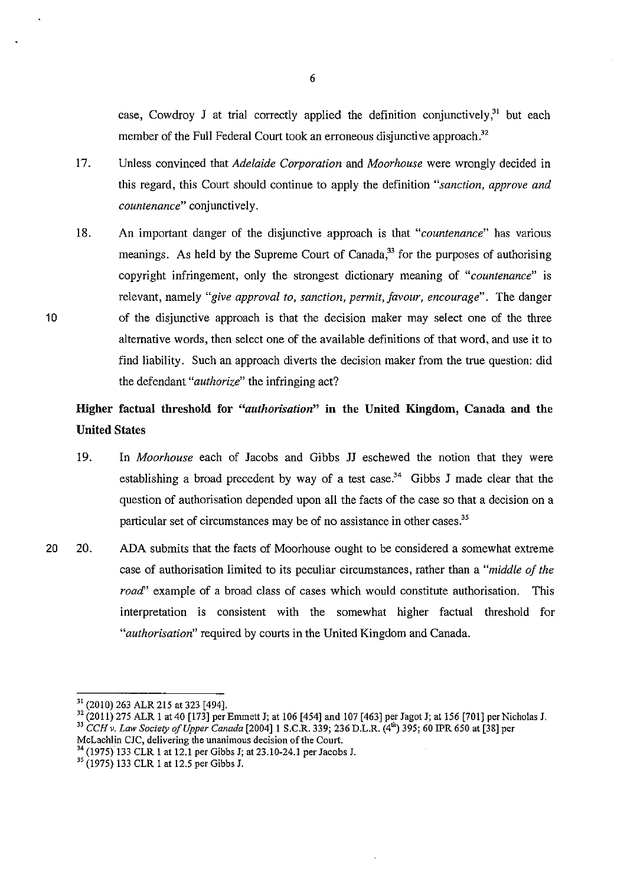case, Cowdroy J at trial correctly applied the definition conjunctively,[31] but each member of the Full Federal Court took an erroneous disjunctive approach.[32]

17. Unless convinced that *Adelaide Corporation* and *Moorhouse* were wrongly decided in this regard, this Court should continue to apply the definition *"sanction, approve and countenance"* conjunctively.

18. An important danger of the disjunctive approach is that *"countenance"* has various meanings. As held by the Supreme Court of Canada,[33] for the purposes of authorising copyright infringement, only the strongest dictionary meaning of *"countenance"* is relevant, namely *"give approval to, sanction, permit, favour, encourage"*. The danger of the disjunctive approach is that the decision maker may select one of the three alternative words, then select one of the available definitions of that word, and use it to find liability. Such an approach diverts the decision maker from the true question: did the defendant *"authorize"* the infringing act?

## Higher factual threshold for *"authorisation"* in the United Kingdom, Canada and the United States

19. In *Moorhouse* each of Jacobs and Gibbs JJ eschewed the notion that they were establishing a broad precedent by way of a test case.[34] Gibbs J made clear that the question of authorisation depended upon all the facts of the case so that a decision on a particular set of circumstances may be of no assistance in other cases.[35]

20. ADA submits that the facts of Moorhouse ought to be considered a somewhat extreme case of authorisation limited to its peculiar circumstances, rather than a *"middle of the road"* example of a broad class of cases which would constitute authorisation. This interpretation is consistent with the somewhat higher factual threshold for *"authorisation"* required by courts in the United Kingdom and Canada.

---

[31] (2010) 263 ALR 215 at 323 [494].

[32] (2011) 275 ALR 1 at 40 [173] per Emmett J; at 106 [454] and 107 [463] per Jagot J; at 156 [701] per Nicholas J.

[33] *CCH v. Law Society of Upper Canada* [2004] 1 S.C.R. 339; 236 D.L.R. (4th) 395; 60 IPR 650 at [38] per McLachlin CJC, delivering the unanimous decision of the Court.

[34] (1975) 133 CLR 1 at 12.1 per Gibbs J; at 23.10-24.1 per Jacobs J.

[35] (1975) 133 CLR 1 at 12.5 per Gibbs J.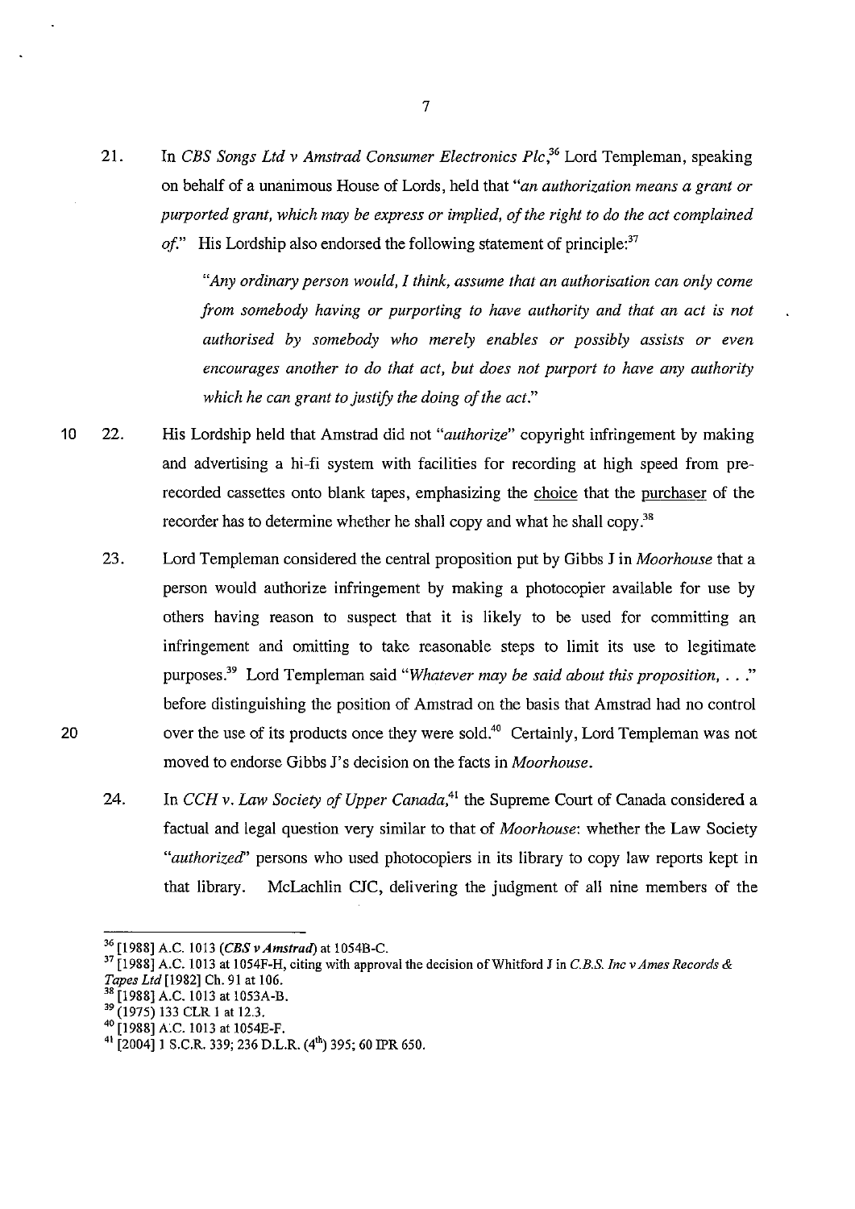21. In *CBS Songs Ltd v Amstrad Consumer Electronics Plc*,[36] Lord Templeman, speaking on behalf of a unanimous House of Lords, held that *"an authorization means a grant or purported grant, which may be express or implied, of the right to do the act complained of."* His Lordship also endorsed the following statement of principle:[37]

> *"Any ordinary person would, I think, assume that an authorisation can only come from somebody having or purporting to have authority and that an act is not authorised by somebody who merely enables or possibly assists or even encourages another to do that act, but does not purport to have any authority which he can grant to justify the doing of the act."*

22. His Lordship held that Amstrad did not *"authorize"* copyright infringement by making and advertising a hi-fi system with facilities for recording at high speed from pre-recorded cassettes onto blank tapes, emphasizing the <u>choice</u> that the <u>purchaser</u> of the recorder has to determine whether he shall copy and what he shall copy.[38]

23. Lord Templeman considered the central proposition put by Gibbs J in *Moorhouse* that a person would authorize infringement by making a photocopier available for use by others having reason to suspect that it is likely to be used for committing an infringement and omitting to take reasonable steps to limit its use to legitimate purposes.[39] Lord Templeman said *"Whatever may be said about this proposition, . . ."* before distinguishing the position of Amstrad on the basis that Amstrad had no control over the use of its products once they were sold.[40] Certainly, Lord Templeman was not moved to endorse Gibbs J's decision on the facts in *Moorhouse*.

24. In *CCH v. Law Society of Upper Canada*,[41] the Supreme Court of Canada considered a factual and legal question very similar to that of *Moorhouse*: whether the Law Society *"authorized"* persons who used photocopiers in its library to copy law reports kept in that library. McLachlin CJC, delivering the judgment of all nine members of the

---

[36] [1988] A.C. 1013 (*CBS v Amstrad*) at 1054B-C.

[37] [1988] A.C. 1013 at 1054F-H, citing with approval the decision of Whitford J in *C.B.S. Inc v Ames Records & Tapes Ltd* [1982] Ch. 91 at 106.

[38] [1988] A.C. 1013 at 1053A-B.

[39] (1975) 133 CLR 1 at 12.3.

[40] [1988] A.C. 1013 at 1054E-F.

[41] [2004] 1 S.C.R. 339; 236 D.L.R. (4th) 395; 60 IPR 650.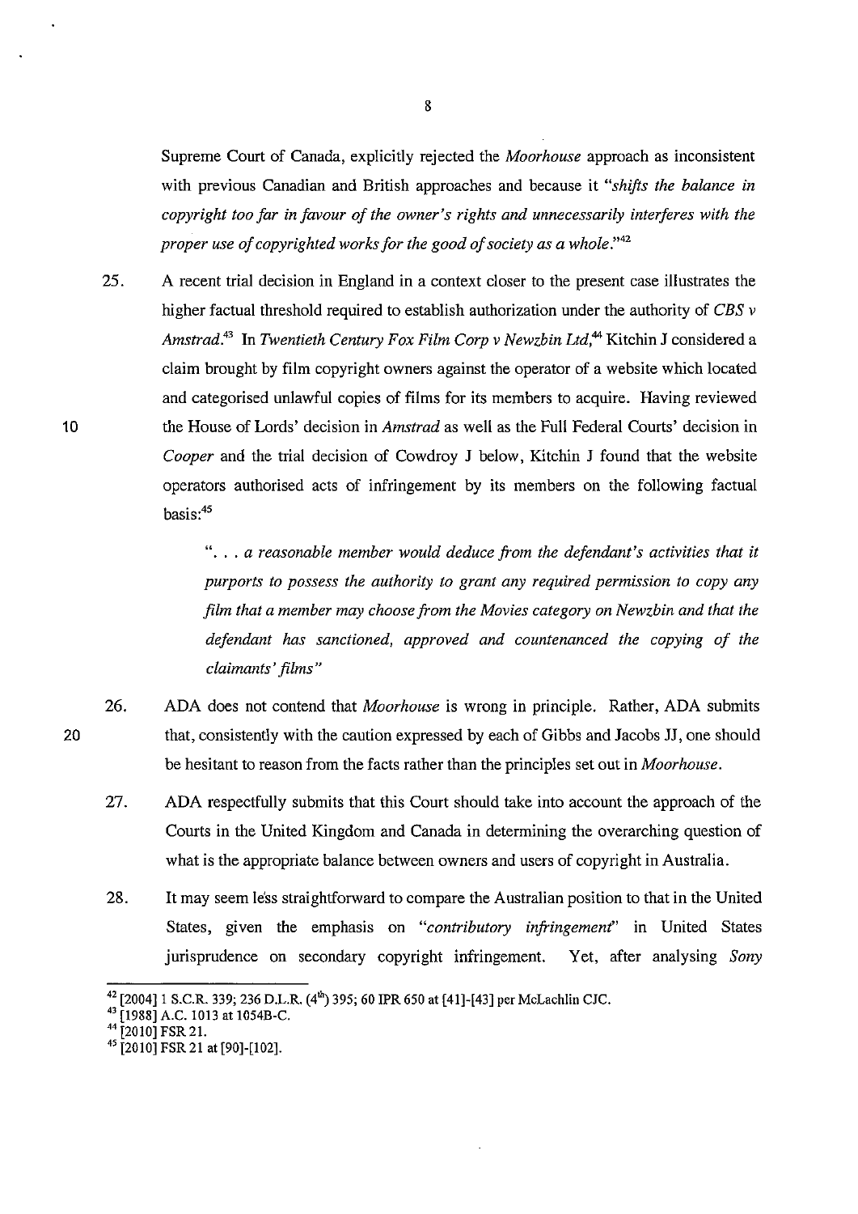Supreme Court of Canada, explicitly rejected the *Moorhouse* approach as inconsistent with previous Canadian and British approaches and because it *"shifts the balance in copyright too far in favour of the owner's rights and unnecessarily interferes with the proper use of copyrighted works for the good of society as a whole."*[42]

25. A recent trial decision in England in a context closer to the present case illustrates the higher factual threshold required to establish authorization under the authority of *CBS v Amstrad*.[43] In *Twentieth Century Fox Film Corp v Newzbin Ltd*,[44] Kitchin J considered a claim brought by film copyright owners against the operator of a website which located and categorised unlawful copies of films for its members to acquire. Having reviewed the House of Lords' decision in *Amstrad* as well as the Full Federal Courts' decision in *Cooper* and the trial decision of Cowdroy J below, Kitchin J found that the website operators authorised acts of infringement by its members on the following factual basis:[45]

> *". . . a reasonable member would deduce from the defendant's activities that it purports to possess the authority to grant any required permission to copy any film that a member may choose from the Movies category on Newzbin and that the defendant has sanctioned, approved and countenanced the copying of the claimants' films"*

26. ADA does not contend that *Moorhouse* is wrong in principle. Rather, ADA submits that, consistently with the caution expressed by each of Gibbs and Jacobs JJ, one should be hesitant to reason from the facts rather than the principles set out in *Moorhouse*.

27. ADA respectfully submits that this Court should take into account the approach of the Courts in the United Kingdom and Canada in determining the overarching question of what is the appropriate balance between owners and users of copyright in Australia.

28. It may seem less straightforward to compare the Australian position to that in the United States, given the emphasis on *"contributory infringement"* in United States jurisprudence on secondary copyright infringement. Yet, after analysing *Sony*

---

[42] [2004] 1 S.C.R. 339; 236 D.L.R. (4th) 395; 60 IPR 650 at [41]-[43] per McLachlin CJC.

[43] [1988] A.C. 1013 at 1054B-C.

[44] [2010] FSR 21.

[45] [2010] FSR 21 at [90]-[102].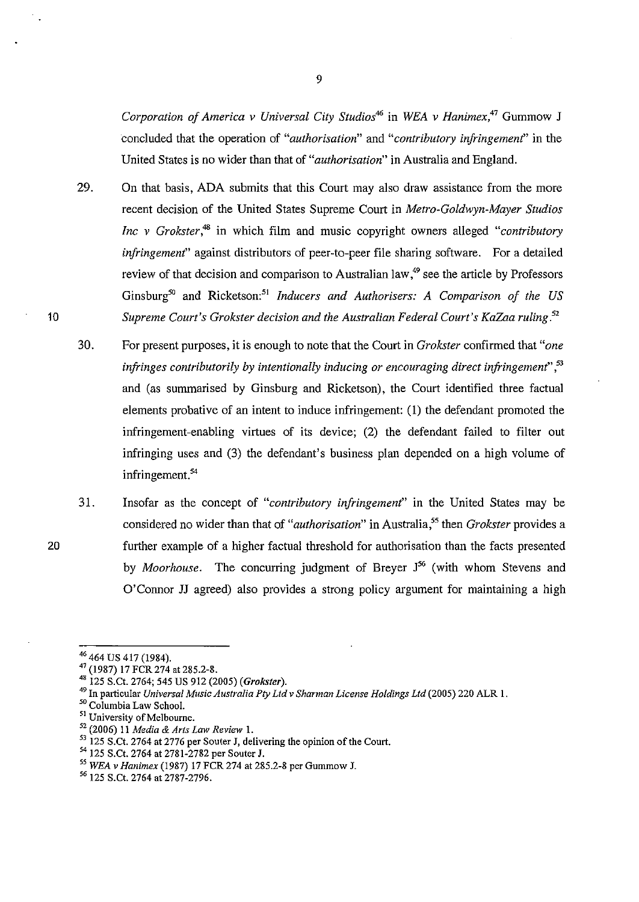*Corporation of America v Universal City Studios*[46] in *WEA v Hanimex*,[47] Gummow J concluded that the operation of "*authorisation*" and "*contributory infringement*" in the United States is no wider than that of "*authorisation*" in Australia and England.

29. On that basis, ADA submits that this Court may also draw assistance from the more recent decision of the United States Supreme Court in *Metro-Goldwyn-Mayer Studios Inc v Grokster*,[48] in which film and music copyright owners alleged "*contributory infringement*" against distributors of peer-to-peer file sharing software. For a detailed review of that decision and comparison to Australian law,[49] see the article by Professors Ginsburg[50] and Ricketson:[51] *Inducers and Authorisers: A Comparison of the US Supreme Court's Grokster decision and the Australian Federal Court's KaZaa ruling*.[52]

30. For present purposes, it is enough to note that the Court in *Grokster* confirmed that "*one infringes contributorily by intentionally inducing or encouraging direct infringement*",[53] and (as summarised by Ginsburg and Ricketson), the Court identified three factual elements probative of an intent to induce infringement: (1) the defendant promoted the infringement-enabling virtues of its device; (2) the defendant failed to filter out infringing uses and (3) the defendant's business plan depended on a high volume of infringement.[54]

31. Insofar as the concept of "*contributory infringement*" in the United States may be considered no wider than that of "*authorisation*" in Australia,[55] then *Grokster* provides a further example of a higher factual threshold for authorisation than the facts presented by *Moorhouse*. The concurring judgment of Breyer J[56] (with whom Stevens and O'Connor JJ agreed) also provides a strong policy argument for maintaining a high

---

[46] 464 US 417 (1984).
[47] (1987) 17 FCR 274 at 285.2-8.
[48] 125 S.Ct. 2764; 545 US 912 (2005) (***Grokster***).
[49] In particular *Universal Music Australia Pty Ltd v Sharman License Holdings Ltd* (2005) 220 ALR 1.
[50] Columbia Law School.
[51] University of Melbourne.
[52] (2006) 11 *Media & Arts Law Review* 1.
[53] 125 S.Ct. 2764 at 2776 per Souter J, delivering the opinion of the Court.
[54] 125 S.Ct. 2764 at 2781-2782 per Souter J.
[55] *WEA v Hanimex* (1987) 17 FCR 274 at 285.2-8 per Gummow J.
[56] 125 S.Ct. 2764 at 2787-2796.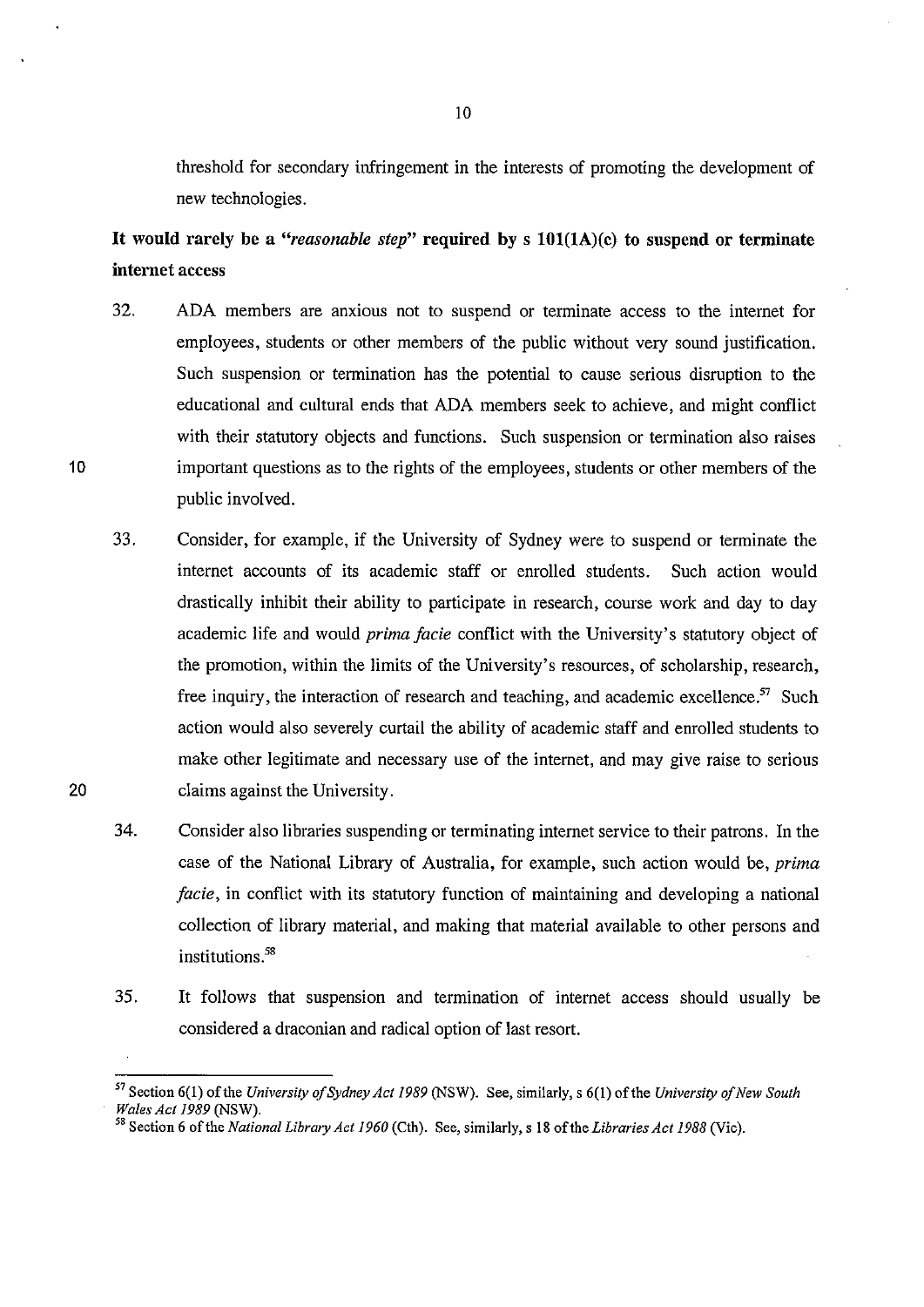threshold for secondary infringement in the interests of promoting the development of new technologies.

**It would rarely be a "*reasonable step*" required by s 101(1A)(c) to suspend or terminate internet access**

32. ADA members are anxious not to suspend or terminate access to the internet for employees, students or other members of the public without very sound justification. Such suspension or termination has the potential to cause serious disruption to the educational and cultural ends that ADA members seek to achieve, and might conflict with their statutory objects and functions. Such suspension or termination also raises important questions as to the rights of the employees, students or other members of the public involved.

33. Consider, for example, if the University of Sydney were to suspend or terminate the internet accounts of its academic staff or enrolled students. Such action would drastically inhibit their ability to participate in research, course work and day to day academic life and would *prima facie* conflict with the University's statutory object of the promotion, within the limits of the University's resources, of scholarship, research, free inquiry, the interaction of research and teaching, and academic excellence.[57] Such action would also severely curtail the ability of academic staff and enrolled students to make other legitimate and necessary use of the internet, and may give raise to serious claims against the University.

34. Consider also libraries suspending or terminating internet service to their patrons. In the case of the National Library of Australia, for example, such action would be, *prima facie*, in conflict with its statutory function of maintaining and developing a national collection of library material, and making that material available to other persons and institutions.[58]

35. It follows that suspension and termination of internet access should usually be considered a draconian and radical option of last resort.

---

[57] Section 6(1) of the *University of Sydney Act 1989* (NSW). See, similarly, s 6(1) of the *University of New South Wales Act 1989* (NSW).

[58] Section 6 of the *National Library Act 1960* (Cth). See, similarly, s 18 of the *Libraries Act 1988* (Vic).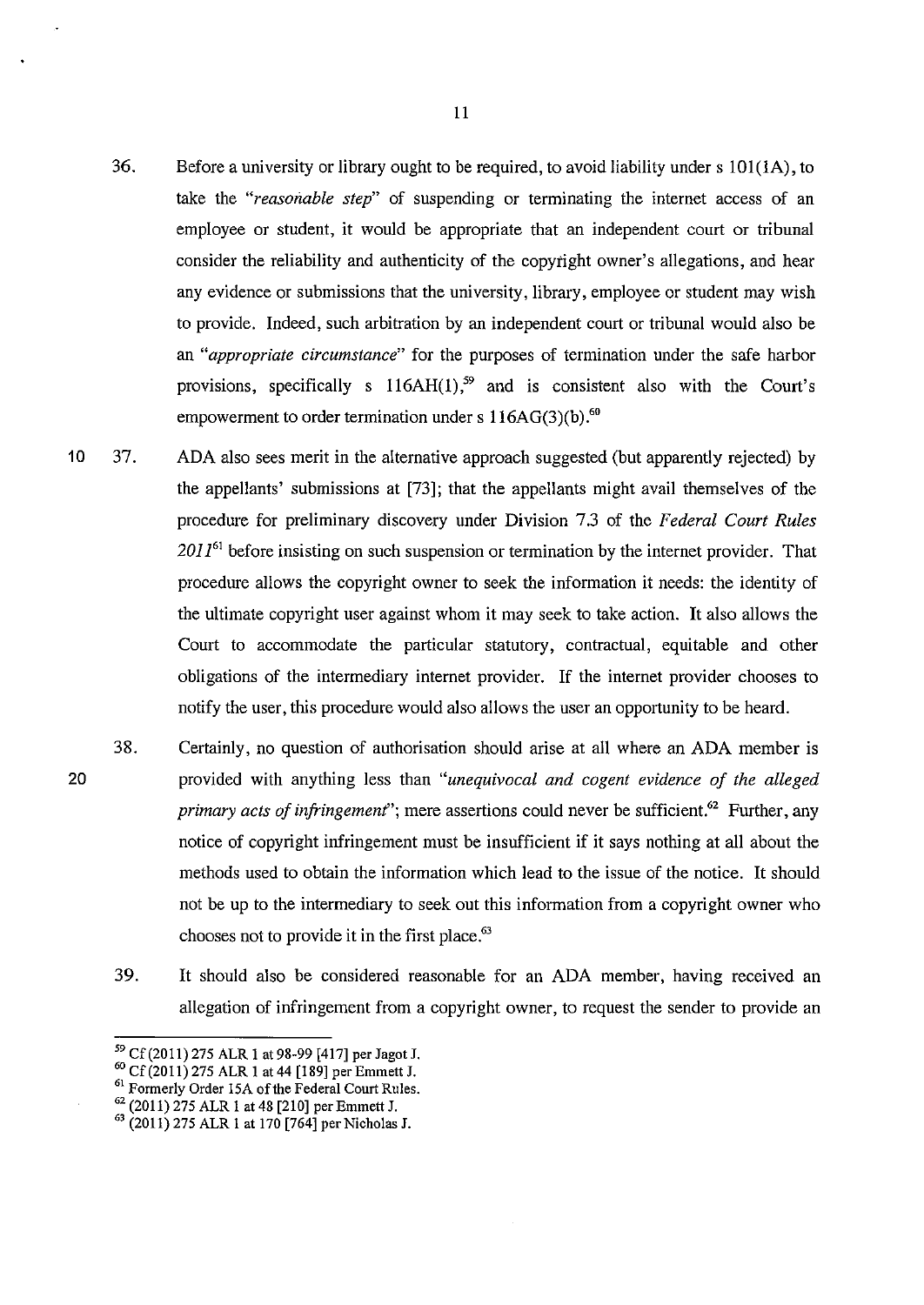36. Before a university or library ought to be required, to avoid liability under s 101(1A), to take the *"reasonable step"* of suspending or terminating the internet access of an employee or student, it would be appropriate that an independent court or tribunal consider the reliability and authenticity of the copyright owner's allegations, and hear any evidence or submissions that the university, library, employee or student may wish to provide. Indeed, such arbitration by an independent court or tribunal would also be an *"appropriate circumstance"* for the purposes of termination under the safe harbor provisions, specifically s 116AH(1),[59] and is consistent also with the Court's empowerment to order termination under s 116AG(3)(b).[60]

37. ADA also sees merit in the alternative approach suggested (but apparently rejected) by the appellants' submissions at [73]; that the appellants might avail themselves of the procedure for preliminary discovery under Division 7.3 of the *Federal Court Rules 2011*[61] before insisting on such suspension or termination by the internet provider. That procedure allows the copyright owner to seek the information it needs: the identity of the ultimate copyright user against whom it may seek to take action. It also allows the Court to accommodate the particular statutory, contractual, equitable and other obligations of the intermediary internet provider. If the internet provider chooses to notify the user, this procedure would also allows the user an opportunity to be heard.

38. Certainly, no question of authorisation should arise at all where an ADA member is provided with anything less than *"unequivocal and cogent evidence of the alleged primary acts of infringement"*; mere assertions could never be sufficient.[62] Further, any notice of copyright infringement must be insufficient if it says nothing at all about the methods used to obtain the information which lead to the issue of the notice. It should not be up to the intermediary to seek out this information from a copyright owner who chooses not to provide it in the first place.[63]

39. It should also be considered reasonable for an ADA member, having received an allegation of infringement from a copyright owner, to request the sender to provide an

---

[59] Cf (2011) 275 ALR 1 at 98-99 [417] per Jagot J.

[60] Cf (2011) 275 ALR 1 at 44 [189] per Emmett J.

[61] Formerly Order 15A of the Federal Court Rules.

[62] (2011) 275 ALR 1 at 48 [210] per Emmett J.

[63] (2011) 275 ALR 1 at 170 [764] per Nicholas J.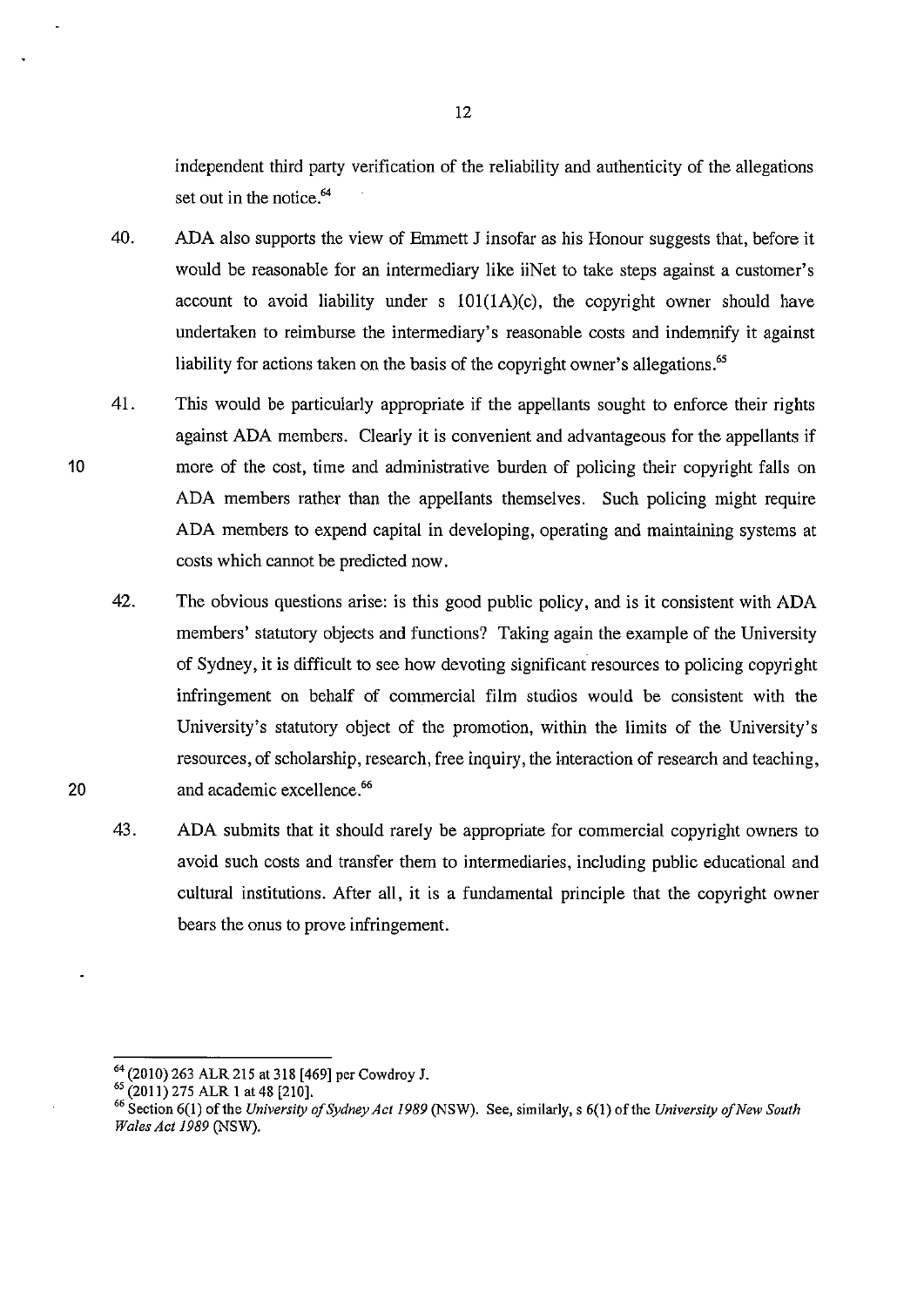independent third party verification of the reliability and authenticity of the allegations set out in the notice.[64]

40. ADA also supports the view of Emmett J insofar as his Honour suggests that, before it would be reasonable for an intermediary like iiNet to take steps against a customer's account to avoid liability under s 101(1A)(c), the copyright owner should have undertaken to reimburse the intermediary's reasonable costs and indemnify it against liability for actions taken on the basis of the copyright owner's allegations.[65]

41. This would be particularly appropriate if the appellants sought to enforce their rights against ADA members. Clearly it is convenient and advantageous for the appellants if more of the cost, time and administrative burden of policing their copyright falls on ADA members rather than the appellants themselves. Such policing might require ADA members to expend capital in developing, operating and maintaining systems at costs which cannot be predicted now.

42. The obvious questions arise: is this good public policy, and is it consistent with ADA members' statutory objects and functions? Taking again the example of the University of Sydney, it is difficult to see how devoting significant resources to policing copyright infringement on behalf of commercial film studios would be consistent with the University's statutory object of the promotion, within the limits of the University's resources, of scholarship, research, free inquiry, the interaction of research and teaching, and academic excellence.[66]

43. ADA submits that it should rarely be appropriate for commercial copyright owners to avoid such costs and transfer them to intermediaries, including public educational and cultural institutions. After all, it is a fundamental principle that the copyright owner bears the onus to prove infringement.

---

[64] (2010) 263 ALR 215 at 318 [469] per Cowdroy J.

[65] (2011) 275 ALR 1 at 48 [210].

[66] Section 6(1) of the *University of Sydney Act 1989* (NSW). See, similarly, s 6(1) of the *University of New South Wales Act 1989* (NSW).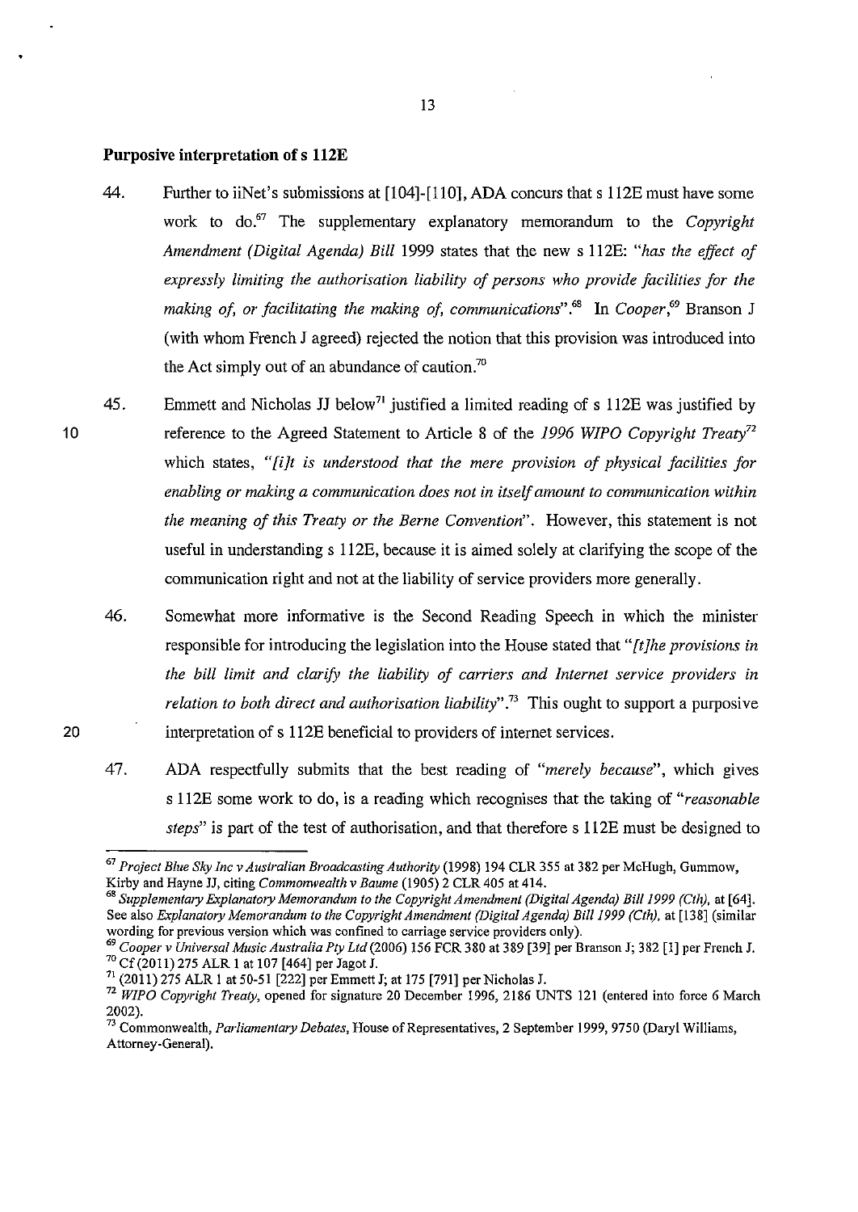## Purposive interpretation of s 112E

44. Further to iiNet's submissions at [104]-[110], ADA concurs that s 112E must have some work to do.[67] The supplementary explanatory memorandum to the *Copyright Amendment (Digital Agenda) Bill* 1999 states that the new s 112E: *"has the effect of expressly limiting the authorisation liability of persons who provide facilities for the making of, or facilitating the making of, communications"*.[68] In *Cooper*,[69] Branson J (with whom French J agreed) rejected the notion that this provision was introduced into the Act simply out of an abundance of caution.[70]

45. Emmett and Nicholas JJ below[71] justified a limited reading of s 112E was justified by reference to the Agreed Statement to Article 8 of the *1996 WIPO Copyright Treaty*[72] which states, *"[i]t is understood that the mere provision of physical facilities for enabling or making a communication does not in itself amount to communication within the meaning of this Treaty or the Berne Convention"*. However, this statement is not useful in understanding s 112E, because it is aimed solely at clarifying the scope of the communication right and not at the liability of service providers more generally.

46. Somewhat more informative is the Second Reading Speech in which the minister responsible for introducing the legislation into the House stated that *"[t]he provisions in the bill limit and clarify the liability of carriers and Internet service providers in relation to both direct and authorisation liability"*.[73] This ought to support a purposive interpretation of s 112E beneficial to providers of internet services.

47. ADA respectfully submits that the best reading of *"merely because"*, which gives s 112E some work to do, is a reading which recognises that the taking of *"reasonable steps"* is part of the test of authorisation, and that therefore s 112E must be designed to

---

[67] *Project Blue Sky Inc v Australian Broadcasting Authority* (1998) 194 CLR 355 at 382 per McHugh, Gummow, Kirby and Hayne JJ, citing *Commonwealth v Baume* (1905) 2 CLR 405 at 414.

[68] *Supplementary Explanatory Memorandum to the Copyright Amendment (Digital Agenda) Bill 1999 (Cth)*, at [64]. See also *Explanatory Memorandum to the Copyright Amendment (Digital Agenda) Bill 1999 (Cth)*, at [138] (similar wording for previous version which was confined to carriage service providers only).

[69] *Cooper v Universal Music Australia Pty Ltd* (2006) 156 FCR 380 at 389 [39] per Branson J; 382 [1] per French J.

[70] Cf (2011) 275 ALR 1 at 107 [464] per Jagot J.

[71] (2011) 275 ALR 1 at 50-51 [222] per Emmett J; at 175 [791] per Nicholas J.

[72] *WIPO Copyright Treaty*, opened for signature 20 December 1996, 2186 UNTS 121 (entered into force 6 March 2002).

[73] Commonwealth, *Parliamentary Debates*, House of Representatives, 2 September 1999, 9750 (Daryl Williams, Attorney-General).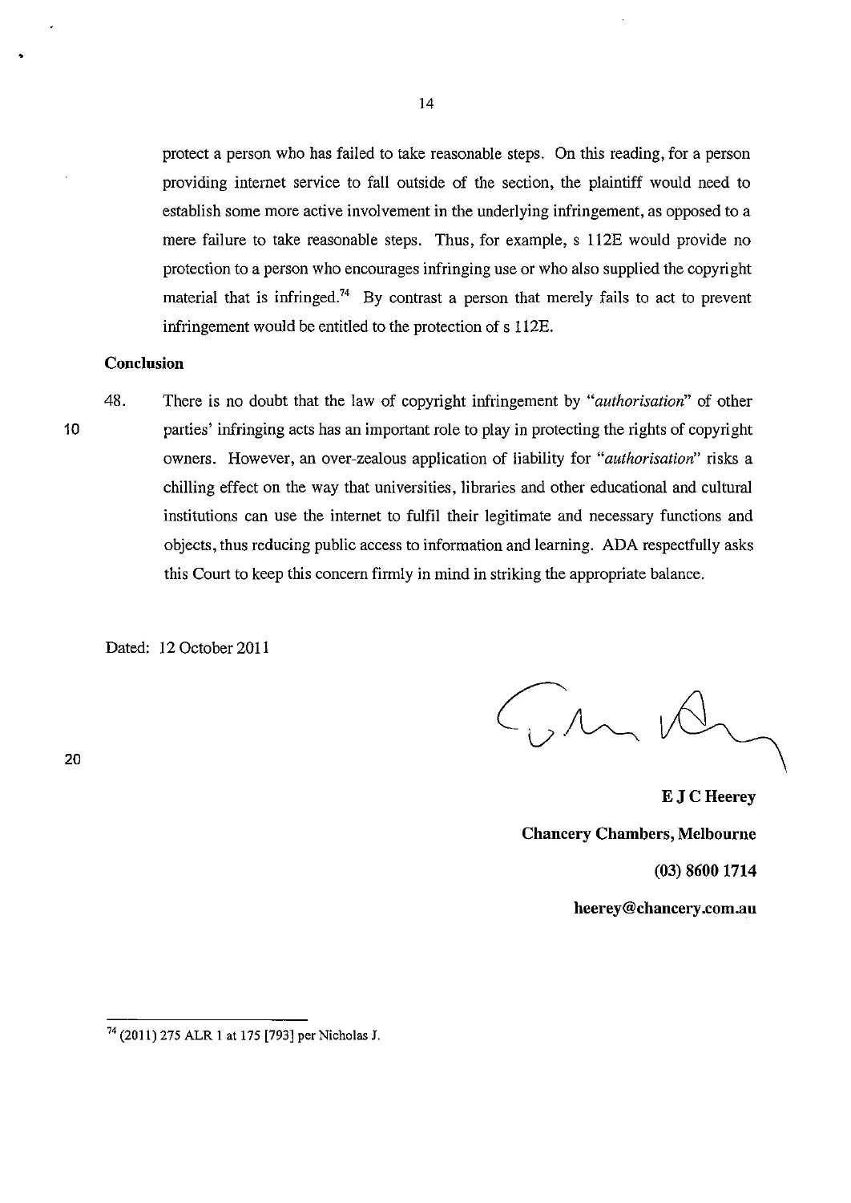protect a person who has failed to take reasonable steps. On this reading, for a person providing internet service to fall outside of the section, the plaintiff would need to establish some more active involvement in the underlying infringement, as opposed to a mere failure to take reasonable steps. Thus, for example, s 112E would provide no protection to a person who encourages infringing use or who also supplied the copyright material that is infringed.[74] By contrast a person that merely fails to act to prevent infringement would be entitled to the protection of s 112E.

**Conclusion**

48. There is no doubt that the law of copyright infringement by "*authorisation*" of other parties' infringing acts has an important role to play in protecting the rights of copyright owners. However, an over-zealous application of liability for "*authorisation*" risks a chilling effect on the way that universities, libraries and other educational and cultural institutions can use the internet to fulfil their legitimate and necessary functions and objects, thus reducing public access to information and learning. ADA respectfully asks this Court to keep this concern firmly in mind in striking the appropriate balance.

Dated: 12 October 2011

**E J C Heerey**

**Chancery Chambers, Melbourne**

**(03) 8600 1714**

**heerey@chancery.com.au**

---

[74] (2011) 275 ALR 1 at 175 [793] per Nicholas J.